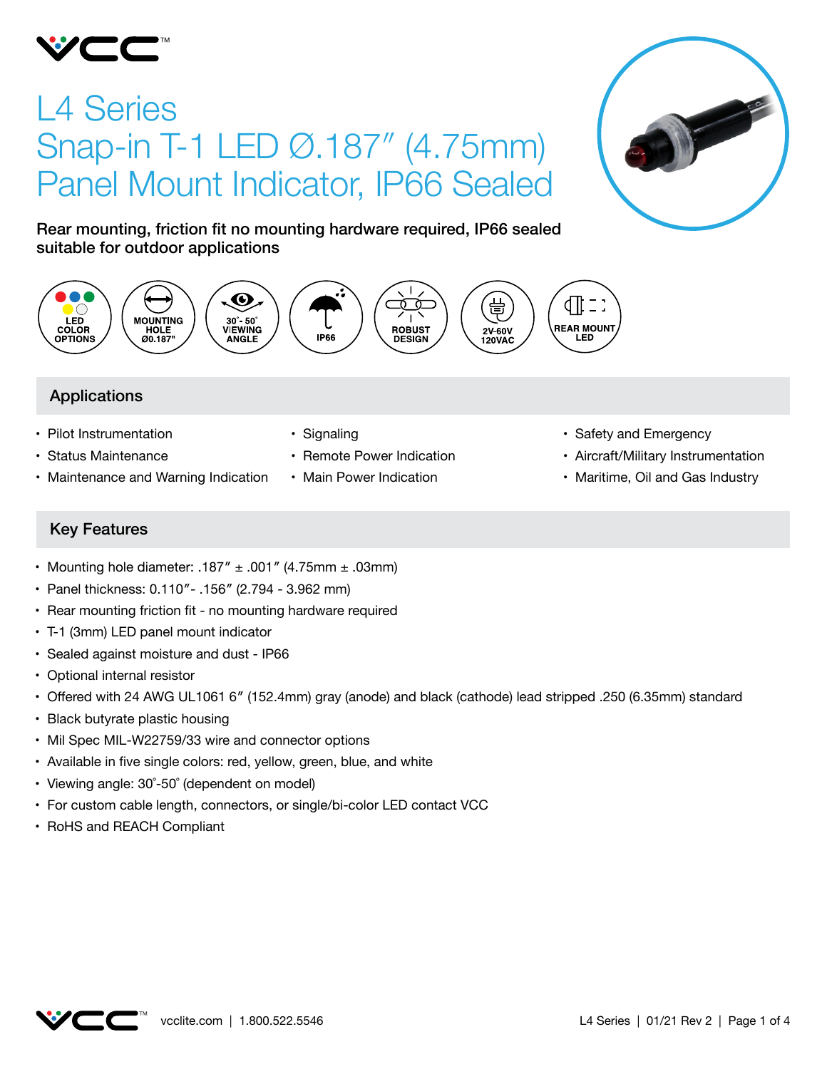# L4 Series
# Snap-in T-1 LED Ø.187″ (4.75mm) Panel Mount Indicator, IP66 Sealed

**Rear mounting, friction fit no mounting hardware required, IP66 sealed suitable for outdoor applications**

LED COLOR OPTIONS | MOUNTING HOLE Ø0.187" | 30°- 50° VIEWING ANGLE | IP66 | ROBUST DESIGN | 2V-60V 120VAC | REAR MOUNT LED

## Applications

- Pilot Instrumentation
- Status Maintenance
- Maintenance and Warning Indication
- Signaling
- Remote Power Indication
- Main Power Indication
- Safety and Emergency
- Aircraft/Military Instrumentation
- Maritime, Oil and Gas Industry

## Key Features

- Mounting hole diameter: .187″ ± .001″ (4.75mm ± .03mm)
- Panel thickness: 0.110″- .156″ (2.794 - 3.962 mm)
- Rear mounting friction fit - no mounting hardware required
- T-1 (3mm) LED panel mount indicator
- Sealed against moisture and dust - IP66
- Optional internal resistor
- Offered with 24 AWG UL1061 6″ (152.4mm) gray (anode) and black (cathode) lead stripped .250 (6.35mm) standard
- Black butyrate plastic housing
- Mil Spec MIL-W22759/33 wire and connector options
- Available in five single colors: red, yellow, green, blue, and white
- Viewing angle: 30°-50° (dependent on model)
- For custom cable length, connectors, or single/bi-color LED contact VCC
- RoHS and REACH Compliant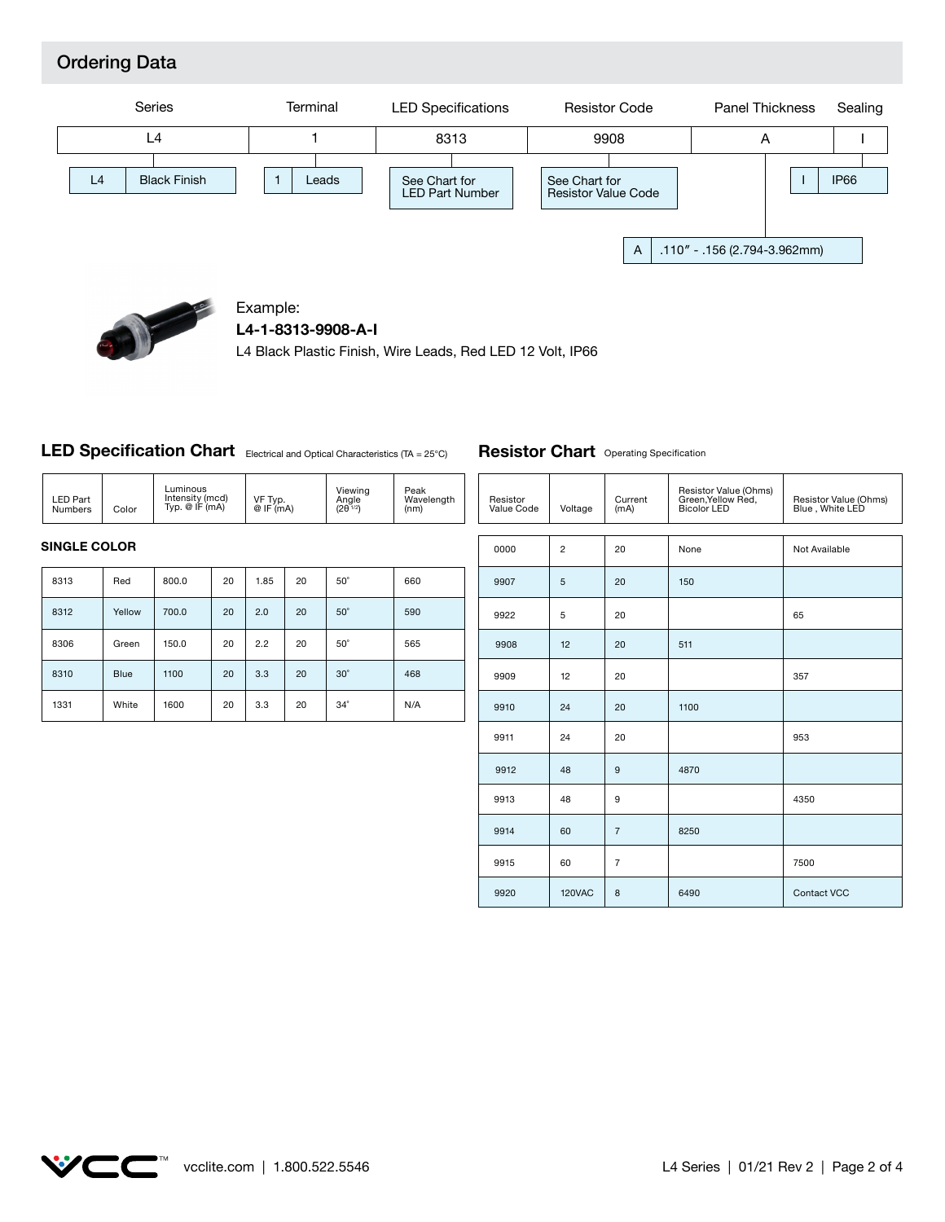## Ordering Data

| Series | Terminal | LED Specifications | Resistor Code | Panel Thickness | Sealing |
|---|---|---|---|---|---|
| L4 | 1 | 8313 | 9908 | A | I |

- **Series:** L4 — Black Finish
- **Terminal:** 1 — Leads
- **LED Specifications:** See Chart for LED Part Number
- **Resistor Code:** See Chart for Resistor Value Code
- **Panel Thickness:** A — .110″ - .156 (2.794-3.962mm)
- **Sealing:** I — IP66

Example:
**L4-1-8313-9908-A-I**
L4 Black Plastic Finish, Wire Leads, Red LED 12 Volt, IP66

### LED Specification Chart

Electrical and Optical Characteristics (TA = 25°C)

| LED Part Numbers | Color | Luminous Intensity (mcd) Typ. @ IF (mA) | | VF Typ. @ IF (mA) | | Viewing Angle ($2\theta^{1/2}$) | Peak Wavelength (nm) |
|---|---|---|---|---|---|---|---|
| **SINGLE COLOR** | | | | | | | |
| 8313 | Red | 800.0 | 20 | 1.85 | 20 | 50˚ | 660 |
| 8312 | Yellow | 700.0 | 20 | 2.0 | 20 | 50˚ | 590 |
| 8306 | Green | 150.0 | 20 | 2.2 | 20 | 50˚ | 565 |
| 8310 | Blue | 1100 | 20 | 3.3 | 20 | 30˚ | 468 |
| 1331 | White | 1600 | 20 | 3.3 | 20 | 34˚ | N/A |

### Resistor Chart

Operating Specification

| Resistor Value Code | Voltage | Current (mA) | Resistor Value (Ohms) Green,Yellow Red, Bicolor LED | Resistor Value (Ohms) Blue , White LED |
|---|---|---|---|---|
| 0000 | 2 | 20 | None | Not Available |
| 9907 | 5 | 20 | 150 | |
| 9922 | 5 | 20 | | 65 |
| 9908 | 12 | 20 | 511 | |
| 9909 | 12 | 20 | | 357 |
| 9910 | 24 | 20 | 1100 | |
| 9911 | 24 | 20 | | 953 |
| 9912 | 48 | 9 | 4870 | |
| 9913 | 48 | 9 | | 4350 |
| 9914 | 60 | 7 | 8250 | |
| 9915 | 60 | 7 | | 7500 |
| 9920 | 120VAC | 8 | 6490 | Contact VCC |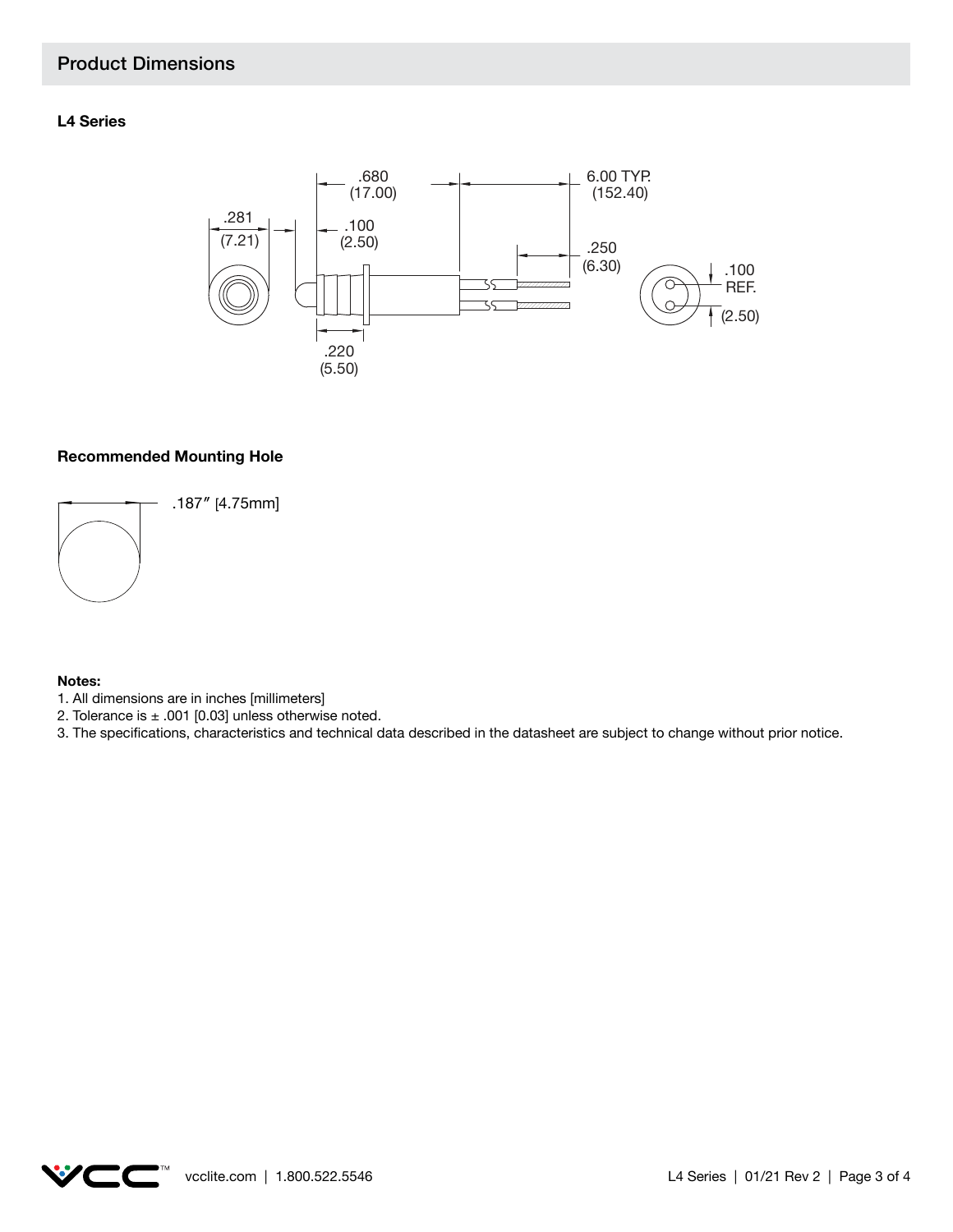## Product Dimensions

**L4 Series**

**Recommended Mounting Hole**

**Notes:**

1. All dimensions are in inches [millimeters]
2. Tolerance is ± .001 [0.03] unless otherwise noted.
3. The specifications, characteristics and technical data described in the datasheet are subject to change without prior notice.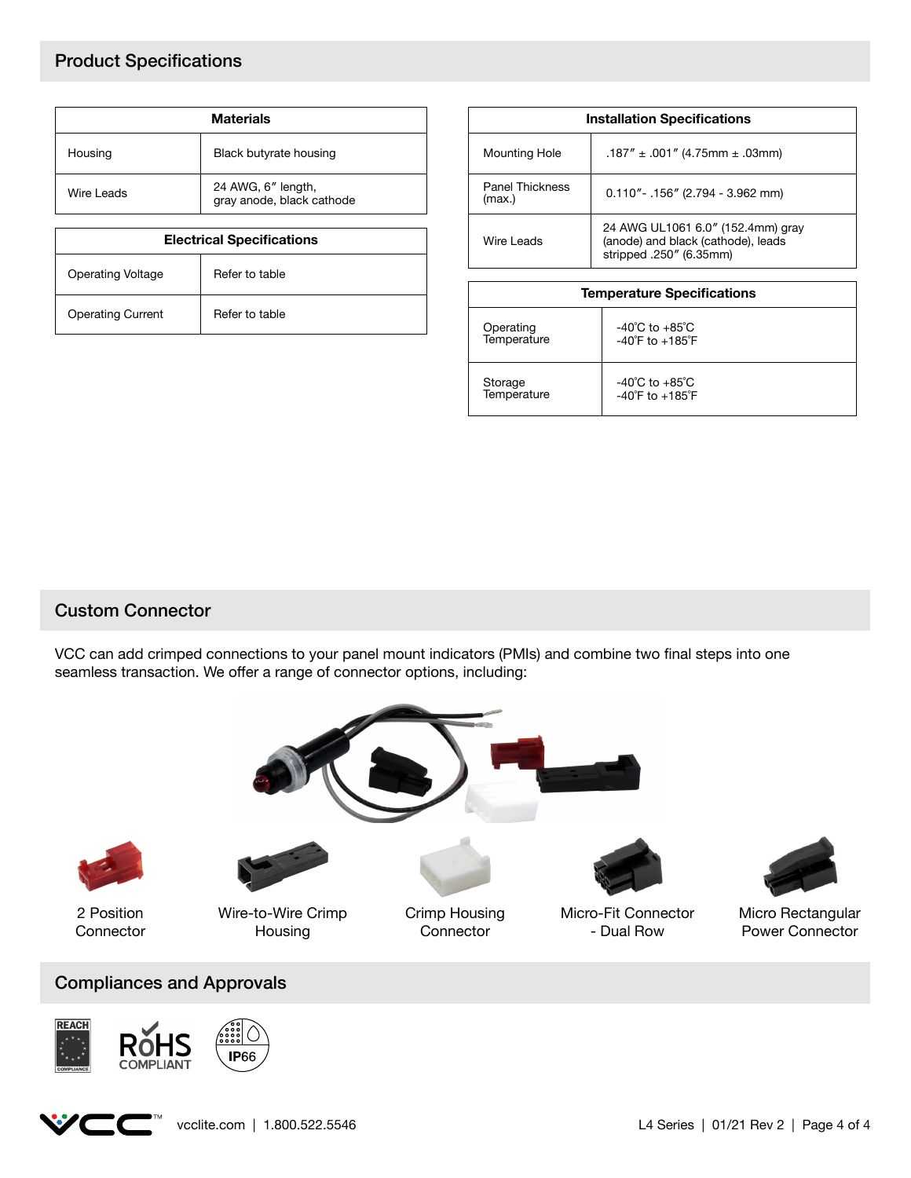## Product Specifications

| Materials | |
|---|---|
| Housing | Black butyrate housing |
| Wire Leads | 24 AWG, 6″ length, gray anode, black cathode |

| Electrical Specifications | |
|---|---|
| Operating Voltage | Refer to table |
| Operating Current | Refer to table |

| Installation Specifications | |
|---|---|
| Mounting Hole | .187″ ± .001″ (4.75mm ± .03mm) |
| Panel Thickness (max.) | 0.110″- .156″ (2.794 - 3.962 mm) |
| Wire Leads | 24 AWG UL1061 6.0″ (152.4mm) gray (anode) and black (cathode), leads stripped .250″ (6.35mm) |

| Temperature Specifications | |
|---|---|
| Operating Temperature | -40˚C to +85˚C<br>-40˚F to +185˚F |
| Storage Temperature | -40˚C to +85˚C<br>-40˚F to +185˚F |

## Custom Connector

VCC can add crimped connections to your panel mount indicators (PMIs) and combine two final steps into one seamless transaction. We offer a range of connector options, including:

2 Position Connector

Wire-to-Wire Crimp Housing

Crimp Housing Connector

Micro-Fit Connector - Dual Row

Micro Rectangular Power Connector

## Compliances and Approvals

REACH COMPLIANCE

RoHS COMPLIANT

IP66

vcclite.com | 1.800.522.5546

L4 Series | 01/21 Rev 2